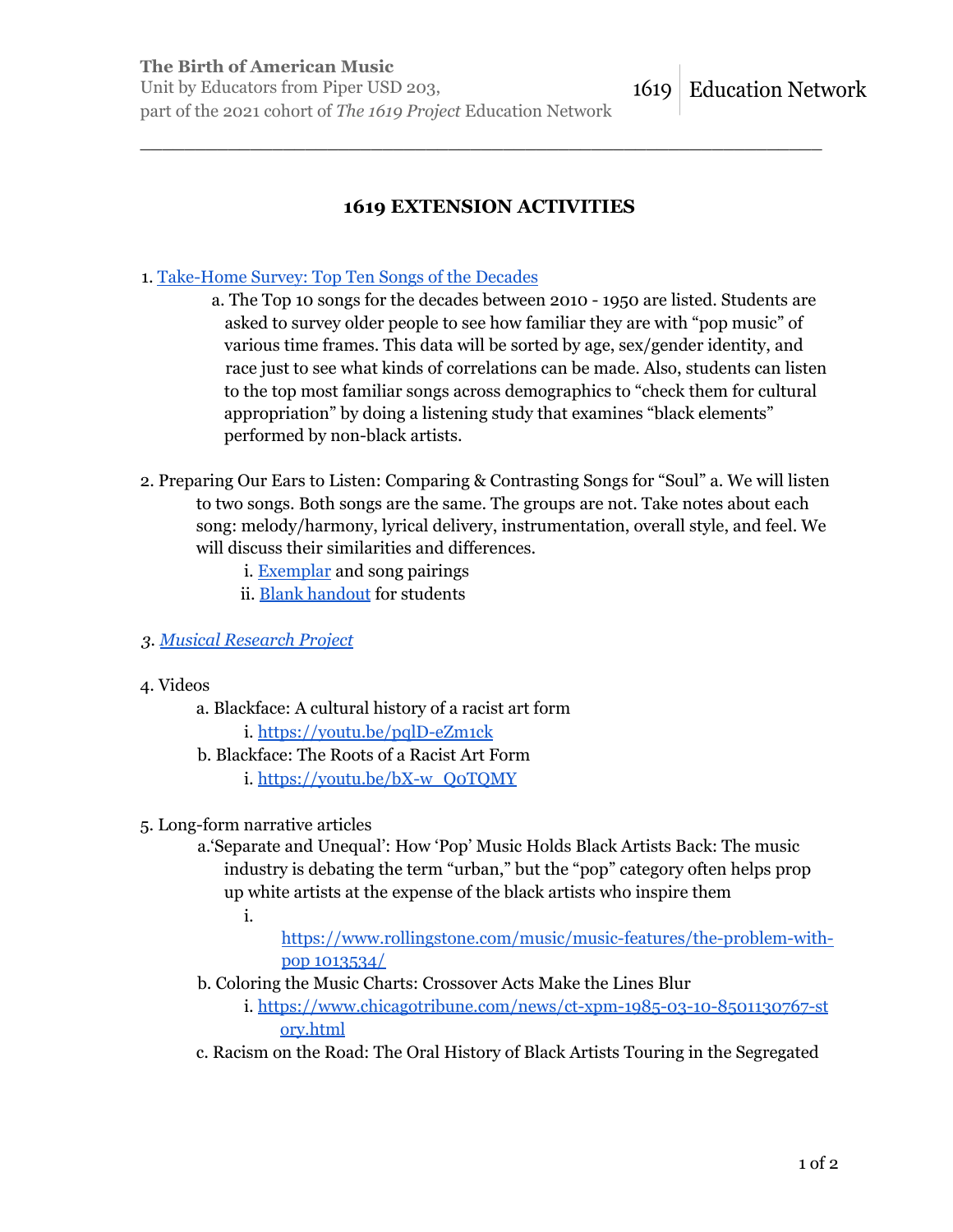The Birth of American Music
Unit by Educators from Piper USD 203, part of the 2021 cohort of *The 1619 Project* Education Network

1619 | Education Network

---

## 1619 EXTENSION ACTIVITIES

1. Take-Home Survey: Top Ten Songs of the Decades
   a. The Top 10 songs for the decades between 2010 - 1950 are listed. Students are asked to survey older people to see how familiar they are with "pop music" of various time frames. This data will be sorted by age, sex/gender identity, and race just to see what kinds of correlations can be made. Also, students can listen to the top most familiar songs across demographics to "check them for cultural appropriation" by doing a listening study that examines "black elements" performed by non-black artists.

2. Preparing Our Ears to Listen: Comparing & Contrasting Songs for "Soul" a. We will listen to two songs. Both songs are the same. The groups are not. Take notes about each song: melody/harmony, lyrical delivery, instrumentation, overall style, and feel. We will discuss their similarities and differences.
   i. Exemplar and song pairings
   ii. Blank handout for students

3. *Musical Research Project*

4. Videos
   a. Blackface: A cultural history of a racist art form
      i. https://youtu.be/pqlD-eZm1ck
   b. Blackface: The Roots of a Racist Art Form
      i. https://youtu.be/bX-w_QoTQMY

5. Long-form narrative articles
   a. 'Separate and Unequal': How 'Pop' Music Holds Black Artists Back: The music industry is debating the term "urban," but the "pop" category often helps prop up white artists at the expense of the black artists who inspire them
      i. https://www.rollingstone.com/music/music-features/the-problem-with-pop 1013534/
   b. Coloring the Music Charts: Crossover Acts Make the Lines Blur
      i. https://www.chicagotribune.com/news/ct-xpm-1985-03-10-8501130767-story.html
   c. Racism on the Road: The Oral History of Black Artists Touring in the Segregated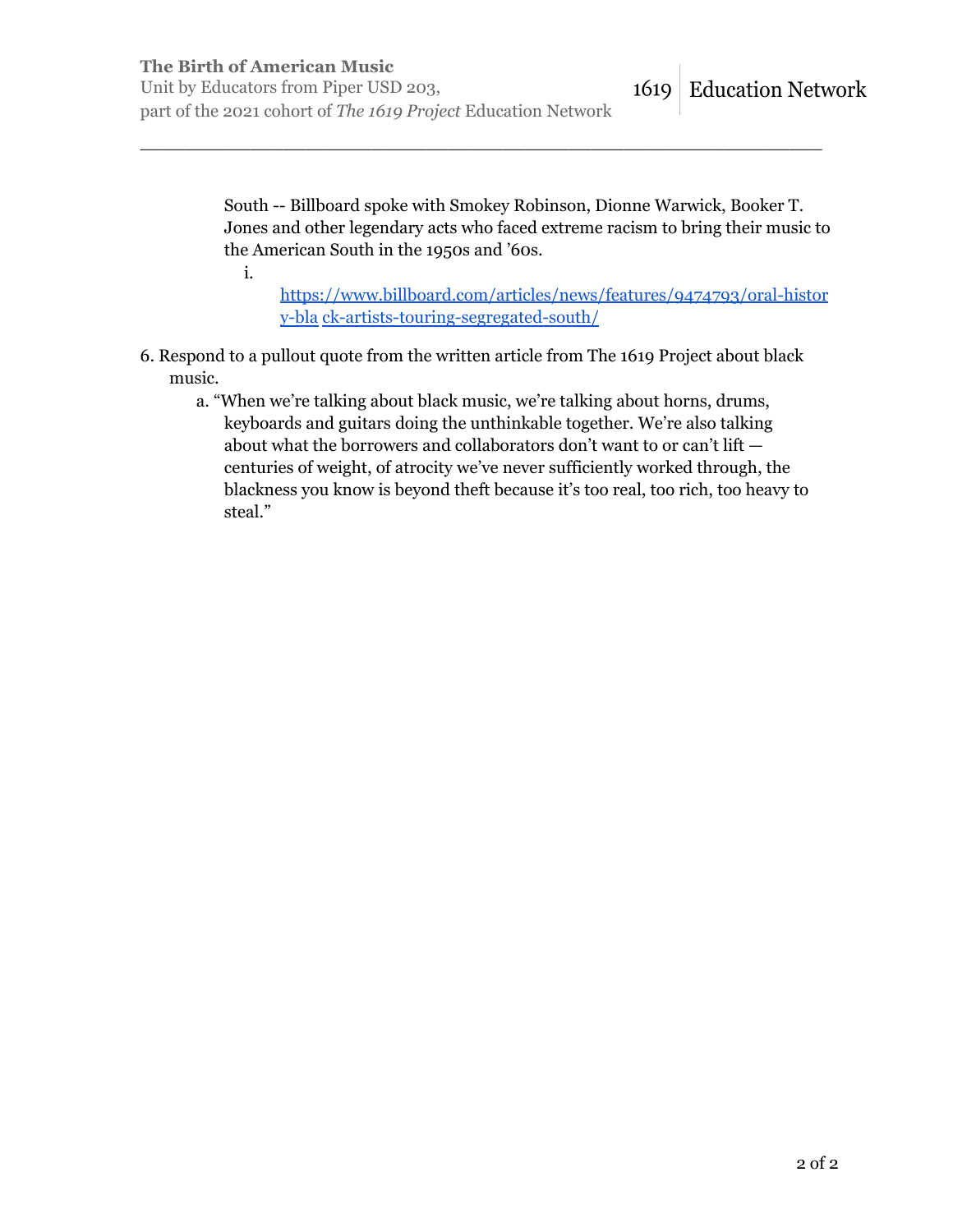South -- Billboard spoke with Smokey Robinson, Dionne Warwick, Booker T. Jones and other legendary acts who faced extreme racism to bring their music to the American South in the 1950s and '60s.

   i. https://www.billboard.com/articles/news/features/9474793/oral-history-black-artists-touring-segregated-south/

6. Respond to a pullout quote from the written article from The 1619 Project about black music.
   a. "When we're talking about black music, we're talking about horns, drums, keyboards and guitars doing the unthinkable together. We're also talking about what the borrowers and collaborators don't want to or can't lift — centuries of weight, of atrocity we've never sufficiently worked through, the blackness you know is beyond theft because it's too real, too rich, too heavy to steal."